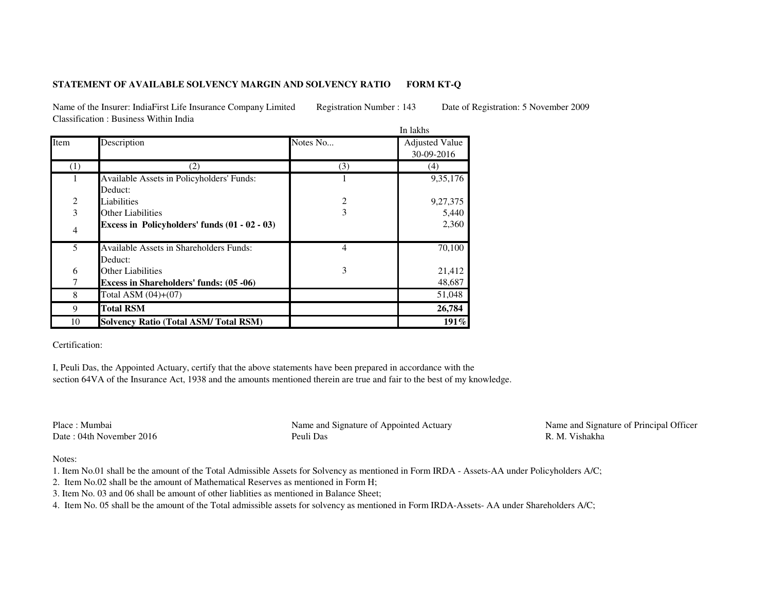**STATEMENT OF AVAILABLE SOLVENCY MARGIN AND SOLVENCY RATIO FORM KT-Q**

Name of the Insurer: IndiaFirst Life Insurance Company Limited Registration Number : 143 Date of Registration: 5 November 2009

Classification : Business Within India

In lakhs

| Item | Description | Notes No... | Adjusted Value 30-09-2016 |
|---|---|---|---|
| (1) | (2) | (3) | (4) |
| 1 | Available Assets in Policyholders' Funds: | 1 | 9,35,176 |
| | Deduct: | | |
| 2 | Liabilities | 2 | 9,27,375 |
| 3 | Other Liabilities | 3 | 5,440 |
| 4 | **Excess in Policyholders' funds (01 - 02 - 03)** | | 2,360 |
| 5 | Available Assets in Shareholders Funds: | 4 | 70,100 |
| | Deduct: | | |
| 6 | Other Liabilities | 3 | 21,412 |
| 7 | **Excess in Shareholders' funds: (05 -06)** | | 48,687 |
| 8 | Total ASM (04)+(07) | | 51,048 |
| 9 | **Total RSM** | | **26,784** |
| 10 | **Solvency Ratio (Total ASM/ Total RSM)** | | **191%** |

Certification:

I, Peuli Das, the Appointed Actuary, certify that the above statements have been prepared in accordance with the section 64VA of the Insurance Act, 1938 and the amounts mentioned therein are true and fair to the best of my knowledge.

Place : Mumbai

Date : 04th November 2016

Name and Signature of Appointed Actuary

Peuli Das

Name and Signature of Principal Officer

R. M. Vishakha

Notes:

1. Item No.01 shall be the amount of the Total Admissible Assets for Solvency as mentioned in Form IRDA - Assets-AA under Policyholders A/C;
2. Item No.02 shall be the amount of Mathematical Reserves as mentioned in Form H;
3. Item No. 03 and 06 shall be amount of other liablities as mentioned in Balance Sheet;
4. Item No. 05 shall be the amount of the Total admissible assets for solvency as mentioned in Form IRDA-Assets- AA under Shareholders A/C;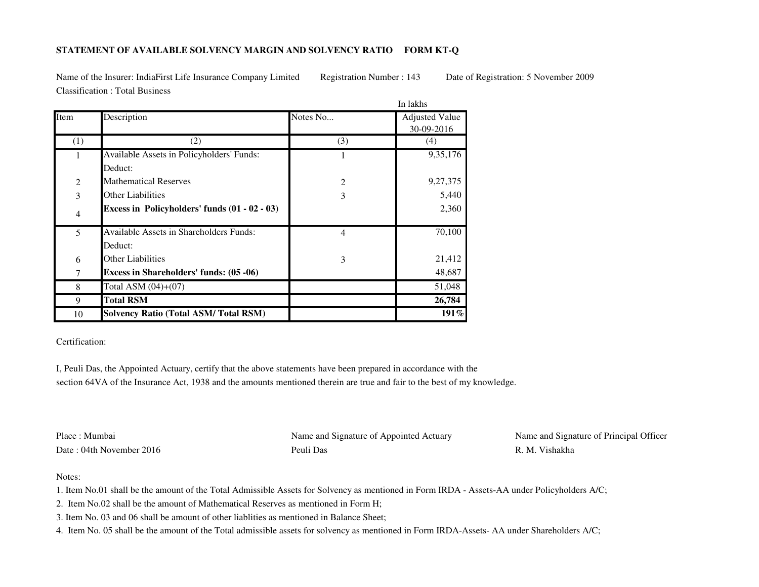**STATEMENT OF AVAILABLE SOLVENCY MARGIN AND SOLVENCY RATIO FORM KT-Q**

Name of the Insurer: IndiaFirst Life Insurance Company Limited Registration Number : 143 Date of Registration: 5 November 2009

Classification : Total Business

In lakhs

| Item | Description | Notes No... | Adjusted Value 30-09-2016 |
|---|---|---|---|
| (1) | (2) | (3) | (4) |
| 1 | Available Assets in Policyholders' Funds: | 1 | 9,35,176 |
| | Deduct: | | |
| 2 | Mathematical Reserves | 2 | 9,27,375 |
| 3 | Other Liabilities | 3 | 5,440 |
| 4 | **Excess in Policyholders' funds (01 - 02 - 03)** | | 2,360 |
| 5 | Available Assets in Shareholders Funds: | 4 | 70,100 |
| | Deduct: | | |
| 6 | Other Liabilities | 3 | 21,412 |
| 7 | **Excess in Shareholders' funds: (05 -06)** | | 48,687 |
| 8 | Total ASM (04)+(07) | | 51,048 |
| 9 | **Total RSM** | | **26,784** |
| 10 | **Solvency Ratio (Total ASM/ Total RSM)** | | **191%** |

Certification:

I, Peuli Das, the Appointed Actuary, certify that the above statements have been prepared in accordance with the section 64VA of the Insurance Act, 1938 and the amounts mentioned therein are true and fair to the best of my knowledge.

Place : Mumbai

Date : 04th November 2016

Name and Signature of Appointed Actuary

Peuli Das

Name and Signature of Principal Officer

R. M. Vishakha

Notes:

1. Item No.01 shall be the amount of the Total Admissible Assets for Solvency as mentioned in Form IRDA - Assets-AA under Policyholders A/C;
2. Item No.02 shall be the amount of Mathematical Reserves as mentioned in Form H;
3. Item No. 03 and 06 shall be amount of other liablities as mentioned in Balance Sheet;
4. Item No. 05 shall be the amount of the Total admissible assets for solvency as mentioned in Form IRDA-Assets- AA under Shareholders A/C;